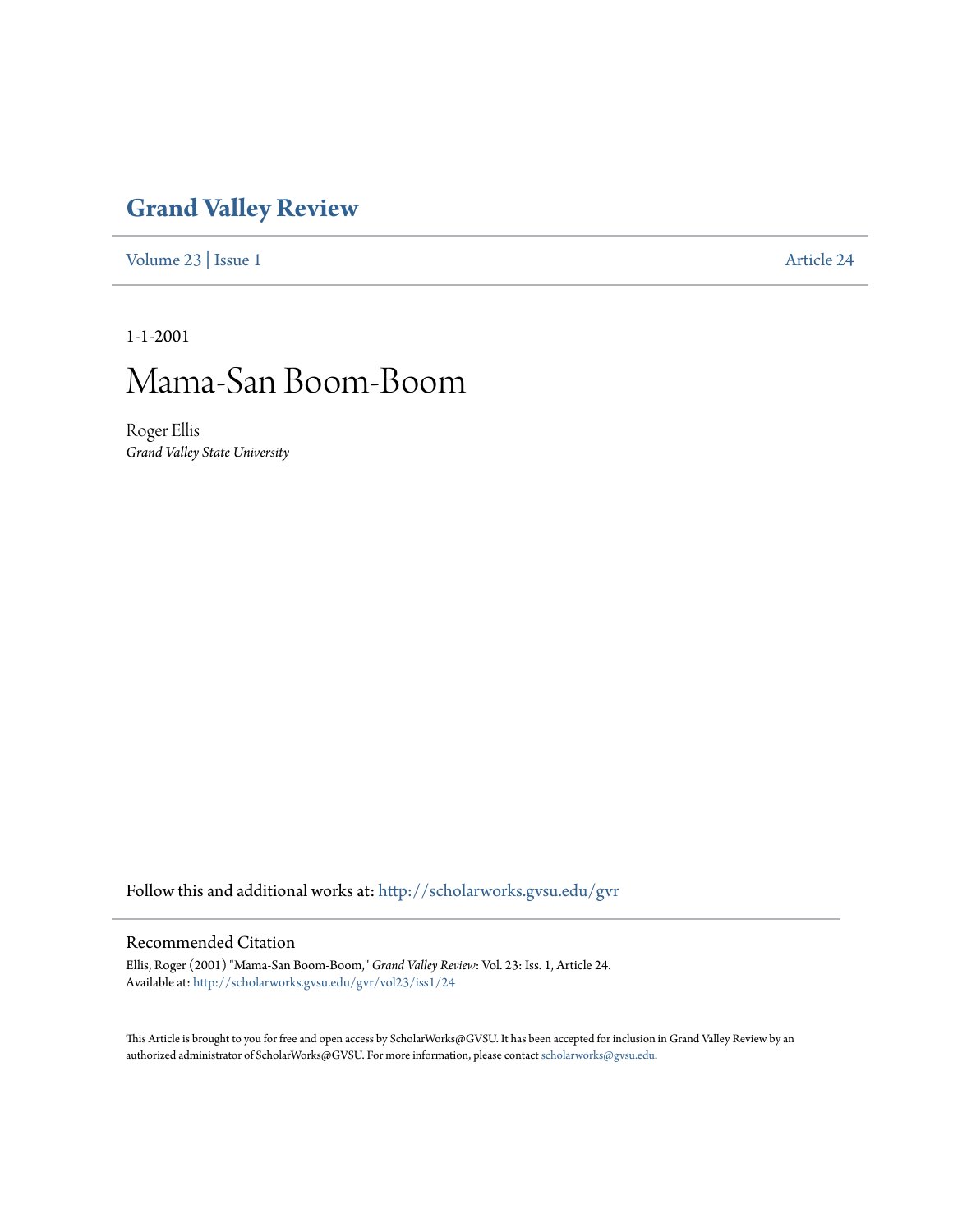# Grand Valley Review

Volume 23 | Issue 1 Article 24

1-1-2001

# Mama-San Boom-Boom

Roger Ellis
*Grand Valley State University*

Follow this and additional works at: http://scholarworks.gvsu.edu/gvr

## Recommended Citation

Ellis, Roger (2001) "Mama-San Boom-Boom," *Grand Valley Review*: Vol. 23: Iss. 1, Article 24.
Available at: http://scholarworks.gvsu.edu/gvr/vol23/iss1/24

This Article is brought to you for free and open access by ScholarWorks@GVSU. It has been accepted for inclusion in Grand Valley Review by an authorized administrator of ScholarWorks@GVSU. For more information, please contact scholarworks@gvsu.edu.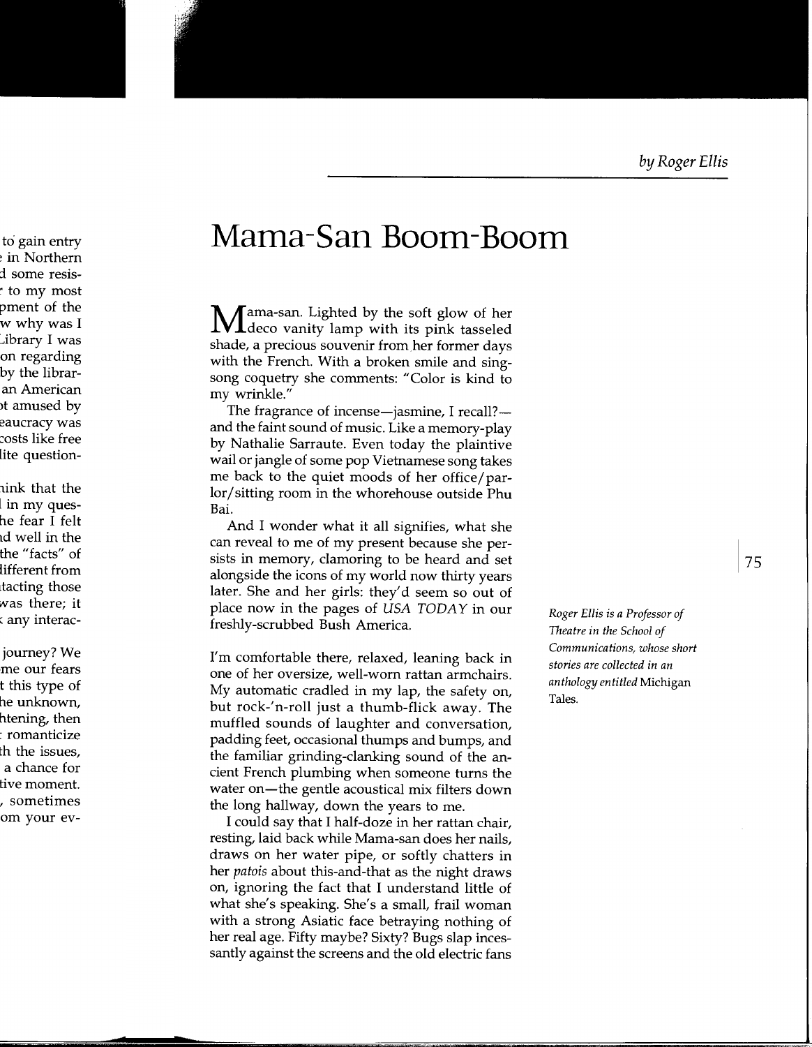*by Roger Ellis*

# Mama-San Boom-Boom

Mama-san. Lighted by the soft glow of her deco vanity lamp with its pink tasseled shade, a precious souvenir from her former days with the French. With a broken smile and sing-song coquetry she comments: "Color is kind to my wrinkle."

The fragrance of incense—jasmine, I recall?—and the faint sound of music. Like a memory-play by Nathalie Sarraute. Even today the plaintive wail or jangle of some pop Vietnamese song takes me back to the quiet moods of her office/parlor/sitting room in the whorehouse outside Phu Bai.

And I wonder what it all signifies, what she can reveal to me of my present because she persists in memory, clamoring to be heard and set alongside the icons of my world now thirty years later. She and her girls: they'd seem so out of place now in the pages of *USA TODAY* in our freshly-scrubbed Bush America.

I'm comfortable there, relaxed, leaning back in one of her oversize, well-worn rattan armchairs. My automatic cradled in my lap, the safety on, but rock-'n-roll just a thumb-flick away. The muffled sounds of laughter and conversation, padding feet, occasional thumps and bumps, and the familiar grinding-clanking sound of the ancient French plumbing when someone turns the water on—the gentle acoustical mix filters down the long hallway, down the years to me.

I could say that I half-doze in her rattan chair, resting, laid back while Mama-san does her nails, draws on her water pipe, or softly chatters in her *patois* about this-and-that as the night draws on, ignoring the fact that I understand little of what she's speaking. She's a small, frail woman with a strong Asiatic face betraying nothing of her real age. Fifty maybe? Sixty? Bugs slap incessantly against the screens and the old electric fans

*Roger Ellis is a Professor of Theatre in the School of Communications, whose short stories are collected in an anthology entitled* Michigan Tales.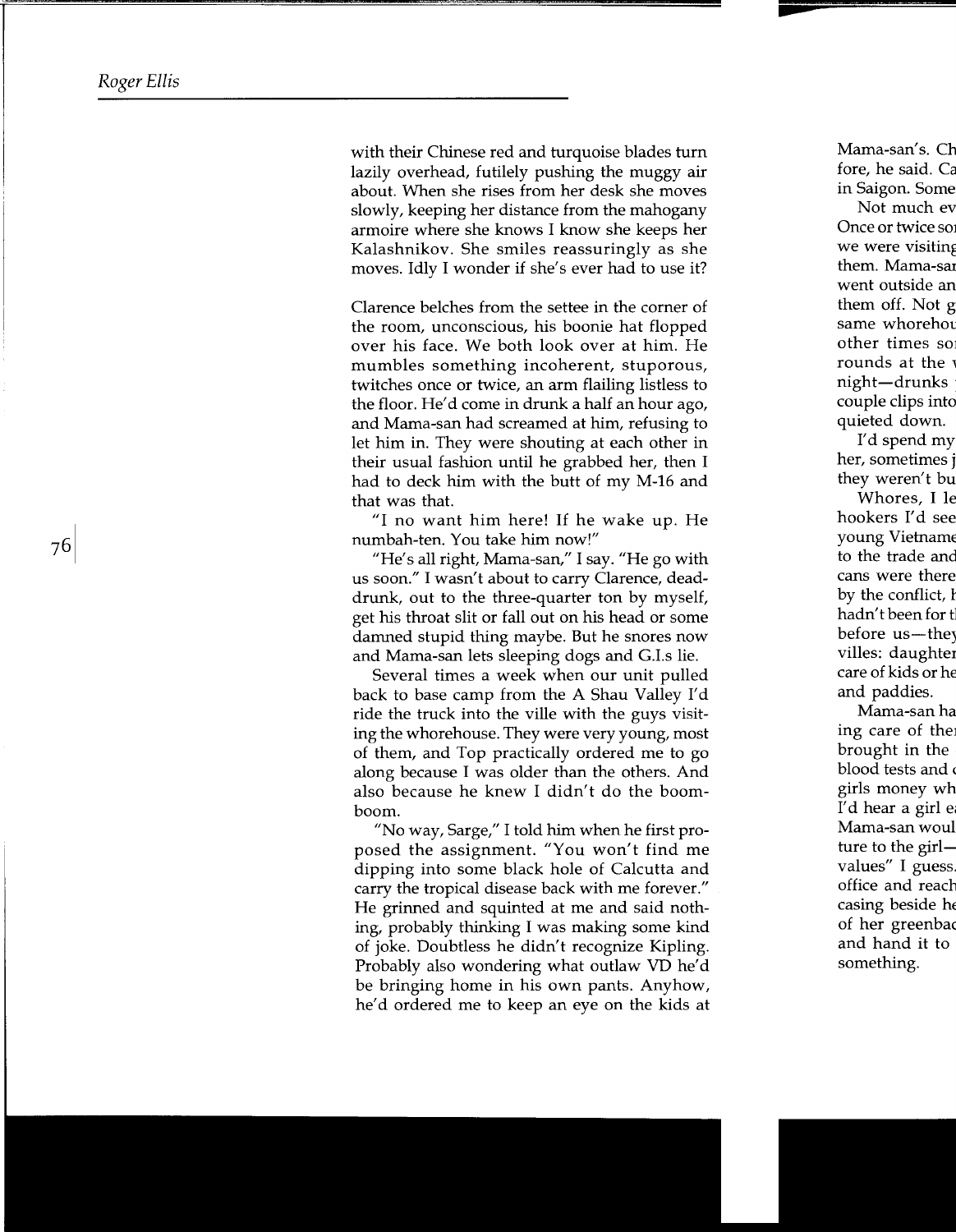with their Chinese red and turquoise blades turn lazily overhead, futilely pushing the muggy air about. When she rises from her desk she moves slowly, keeping her distance from the mahogany armoire where she knows I know she keeps her Kalashnikov. She smiles reassuringly as she moves. Idly I wonder if she's ever had to use it?

Clarence belches from the settee in the corner of the room, unconscious, his boonie hat flopped over his face. We both look over at him. He mumbles something incoherent, stuporous, twitches once or twice, an arm flailing listless to the floor. He'd come in drunk a half an hour ago, and Mama-san had screamed at him, refusing to let him in. They were shouting at each other in their usual fashion until he grabbed her, then I had to deck him with the butt of my M-16 and that was that.

"I no want him here! If he wake up. He numbah-ten. You take him now!"

"He's all right, Mama-san," I say. "He go with us soon." I wasn't about to carry Clarence, dead-drunk, out to the three-quarter ton by myself, get his throat slit or fall out on his head or some damned stupid thing maybe. But he snores now and Mama-san lets sleeping dogs and G.I.s lie.

Several times a week when our unit pulled back to base camp from the A Shau Valley I'd ride the truck into the ville with the guys visiting the whorehouse. They were very young, most of them, and Top practically ordered me to go along because I was older than the others. And also because he knew I didn't do the boom-boom.

"No way, Sarge," I told him when he first proposed the assignment. "You won't find me dipping into some black hole of Calcutta and carry the tropical disease back with me forever." He grinned and squinted at me and said nothing, probably thinking I was making some kind of joke. Doubtless he didn't recognize Kipling. Probably also wondering what outlaw VD he'd be bringing home in his own pants. Anyhow, he'd ordered me to keep an eye on the kids at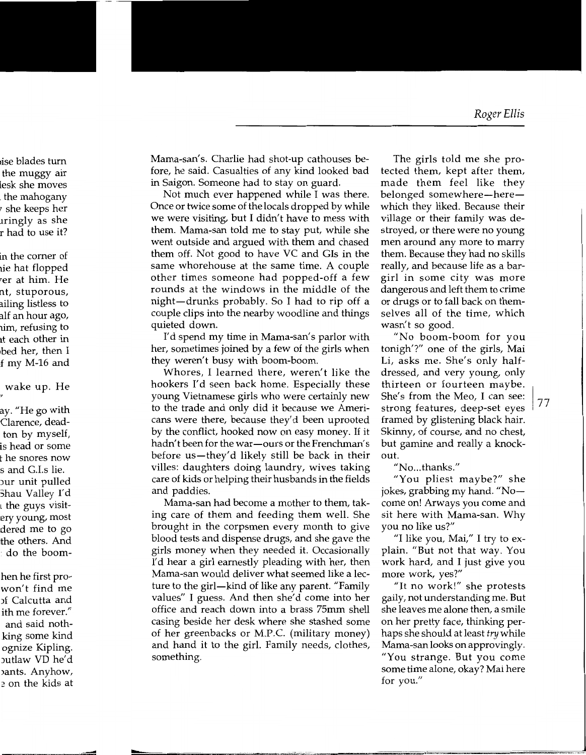Mama-san's. Charlie had shot-up cathouses before, he said. Casualties of any kind looked bad in Saigon. Someone had to stay on guard.

Not much ever happened while I was there. Once or twice some of the locals dropped by while we were visiting, but I didn't have to mess with them. Mama-san told me to stay put, while she went outside and argued with them and chased them off. Not good to have VC and GIs in the same whorehouse at the same time. A couple other times someone had popped-off a few rounds at the windows in the middle of the night—drunks probably. So I had to rip off a couple clips into the nearby woodline and things quieted down.

I'd spend my time in Mama-san's parlor with her, sometimes joined by a few of the girls when they weren't busy with boom-boom.

Whores, I learned there, weren't like the hookers I'd seen back home. Especially these young Vietnamese girls who were certainly new to the trade and only did it because we Americans were there, because they'd been uprooted by the conflict, hooked now on easy money. If it hadn't been for the war—ours or the Frenchman's before us—they'd likely still be back in their villes: daughters doing laundry, wives taking care of kids or helping their husbands in the fields and paddies.

Mama-san had become a mother to them, taking care of them and feeding them well. She brought in the corpsmen every month to give blood tests and dispense drugs, and she gave the girls money when they needed it. Occasionally I'd hear a girl earnestly pleading with her, then Mama-san would deliver what seemed like a lecture to the girl—kind of like any parent. "Family values" I guess. And then she'd come into her office and reach down into a brass 75mm shell casing beside her desk where she stashed some of her greenbacks or M.P.C. (military money) and hand it to the girl. Family needs, clothes, something.

The girls told me she protected them, kept after them, made them feel like they belonged somewhere—here—which they liked. Because their village or their family was destroyed, or there were no young men around any more to marry them. Because they had no skills really, and because life as a bargirl in some city was more dangerous and left them to crime or drugs or to fall back on themselves all of the time, which wasn't so good.

"No boom-boom for you tonigh'?" one of the girls, Mai Li, asks me. She's only half-dressed, and very young, only thirteen or fourteen maybe. She's from the Meo, I can see: strong features, deep-set eyes framed by glistening black hair. Skinny, of course, and no chest, but gamine and really a knockout.

"No...thanks."

"You pliest maybe?" she jokes, grabbing my hand. "No—come on! Arways you come and sit here with Mama-san. Why you no like us?"

"I like you, Mai," I try to explain. "But not that way. You work hard, and I just give you more work, yes?"

"It no work!" she protests gaily, not understanding me. But she leaves me alone then, a smile on her pretty face, thinking perhaps she should at least *try* while Mama-san looks on approvingly. "You strange. But you come some time alone, okay? Mai here for you."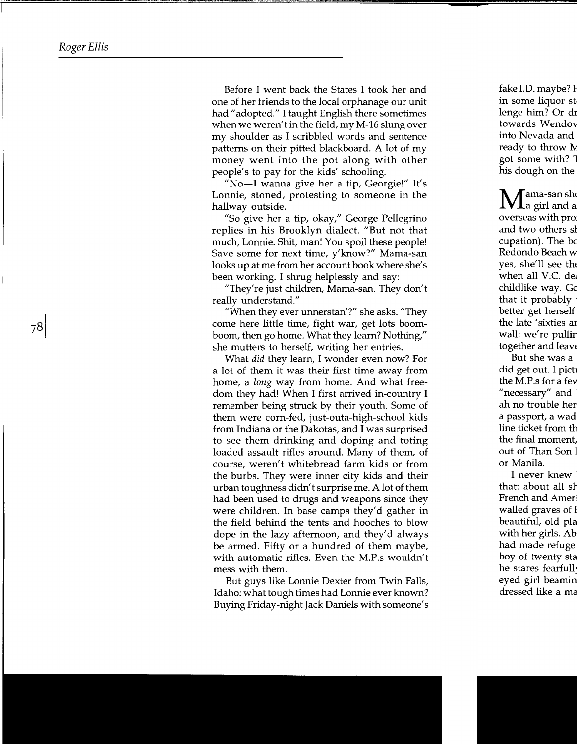Before I went back the States I took her and one of her friends to the local orphanage our unit had "adopted." I taught English there sometimes when we weren't in the field, my M-16 slung over my shoulder as I scribbled words and sentence patterns on their pitted blackboard. A lot of my money went into the pot along with other people's to pay for the kids' schooling.

"No—I wanna give her a tip, Georgie!" It's Lonnie, stoned, protesting to someone in the hallway outside.

"So give her a tip, okay," George Pellegrino replies in his Brooklyn dialect. "But not that much, Lonnie. Shit, man! You spoil these people! Save some for next time, y'know?" Mama-san looks up at me from her account book where she's been working. I shrug helplessly and say:

"They're just children, Mama-san. They don't really understand."

"When they ever unnerstan'?" she asks. "They come here little time, fight war, get lots boom-boom, then go home. What they learn? Nothing," she mutters to herself, writing her entries.

What *did* they learn, I wonder even now? For a lot of them it was their first time away from home, a *long* way from home. And what freedom they had! When I first arrived in-country I remember being struck by their youth. Some of them were corn-fed, just-outa-high-school kids from Indiana or the Dakotas, and I was surprised to see them drinking and doping and toting loaded assault rifles around. Many of them, of course, weren't whitebread farm kids or from the burbs. They were inner city kids and their urban toughness didn't surprise me. A lot of them had been used to drugs and weapons since they were children. In base camps they'd gather in the field behind the tents and hooches to blow dope in the lazy afternoon, and they'd always be armed. Fifty or a hundred of them maybe, with automatic rifles. Even the M.P.s wouldn't mess with them.

But guys like Lonnie Dexter from Twin Falls, Idaho: what tough times had Lonnie ever known? Buying Friday-night Jack Daniels with someone's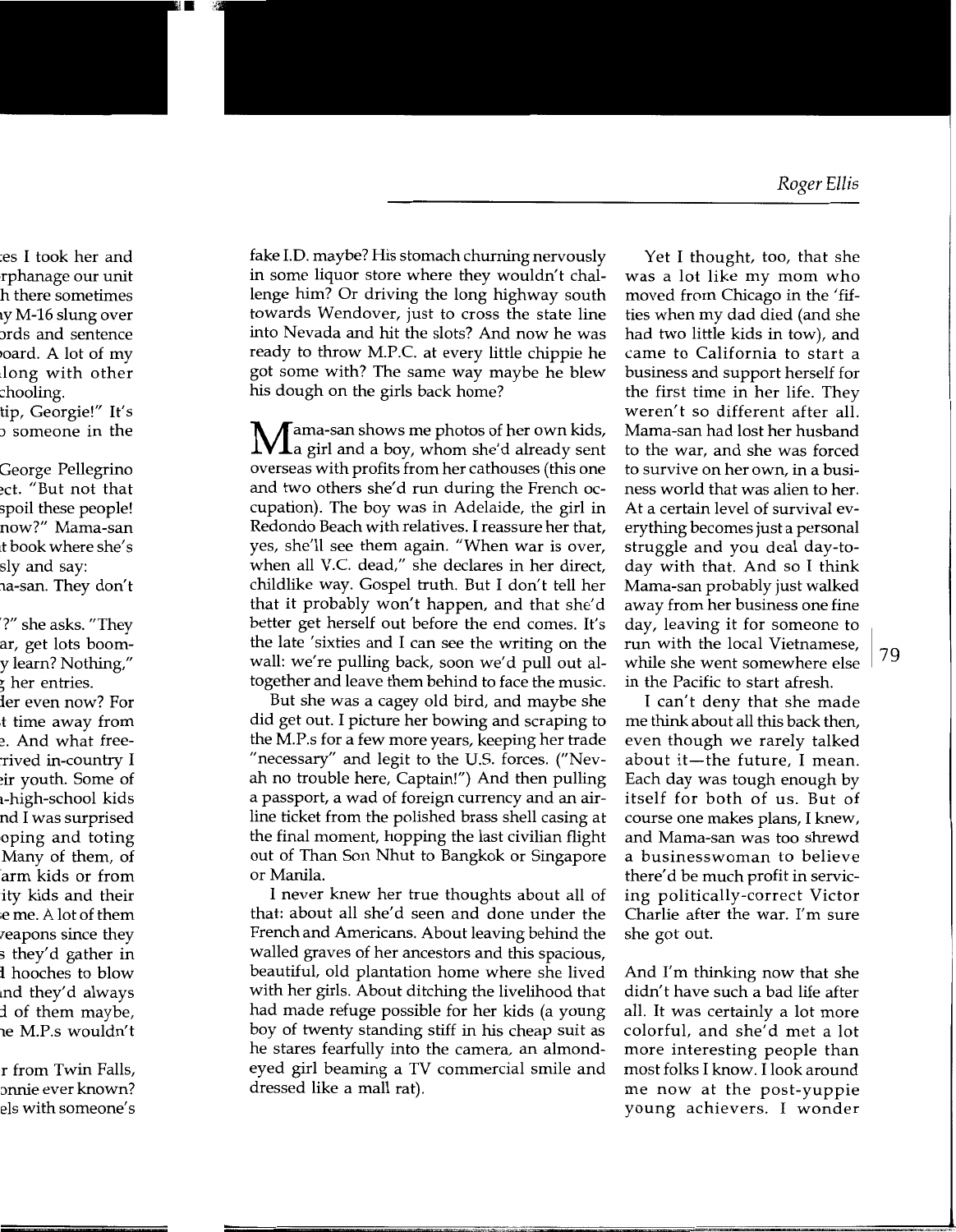fake I.D. maybe? His stomach churning nervously in some liquor store where they wouldn't challenge him? Or driving the long highway south towards Wendover, just to cross the state line into Nevada and hit the slots? And now he was ready to throw M.P.C. at every little chippie he got some with? The same way maybe he blew his dough on the girls back home?

Mama-san shows me photos of her own kids, a girl and a boy, whom she'd already sent overseas with profits from her cathouses (this one and two others she'd run during the French occupation). The boy was in Adelaide, the girl in Redondo Beach with relatives. I reassure her that, yes, she'll see them again. "When war is over, when all V.C. dead," she declares in her direct, childlike way. Gospel truth. But I don't tell her that it probably won't happen, and that she'd better get herself out before the end comes. It's the late 'sixties and I can see the writing on the wall: we're pulling back, soon we'd pull out altogether and leave them behind to face the music.

But she was a cagey old bird, and maybe she did get out. I picture her bowing and scraping to the M.P.s for a few more years, keeping her trade "necessary" and legit to the U.S. forces. ("Nevah no trouble here, Captain!") And then pulling a passport, a wad of foreign currency and an airline ticket from the polished brass shell casing at the final moment, hopping the last civilian flight out of Than Son Nhut to Bangkok or Singapore or Manila.

I never knew her true thoughts about all of that: about all she'd seen and done under the French and Americans. About leaving behind the walled graves of her ancestors and this spacious, beautiful, old plantation home where she lived with her girls. About ditching the livelihood that had made refuge possible for her kids (a young boy of twenty standing stiff in his cheap suit as he stares fearfully into the camera, an almond-eyed girl beaming a TV commercial smile and dressed like a mall rat).

Yet I thought, too, that she was a lot like my mom who moved from Chicago in the 'fifties when my dad died (and she had two little kids in tow), and came to California to start a business and support herself for the first time in her life. They weren't so different after all. Mama-san had lost her husband to the war, and she was forced to survive on her own, in a business world that was alien to her. At a certain level of survival everything becomes just a personal struggle and you deal day-to-day with that. And so I think Mama-san probably just walked away from her business one fine day, leaving it for someone to run with the local Vietnamese, while she went somewhere else in the Pacific to start afresh.

I can't deny that she made me think about all this back then, even though we rarely talked about it—the future, I mean. Each day was tough enough by itself for both of us. But of course one makes plans, I knew, and Mama-san was too shrewd a businesswoman to believe there'd be much profit in servicing politically-correct Victor Charlie after the war. I'm sure she got out.

And I'm thinking now that she didn't have such a bad life after all. It was certainly a lot more colorful, and she'd met a lot more interesting people than most folks I know. I look around me now at the post-yuppie young achievers. I wonder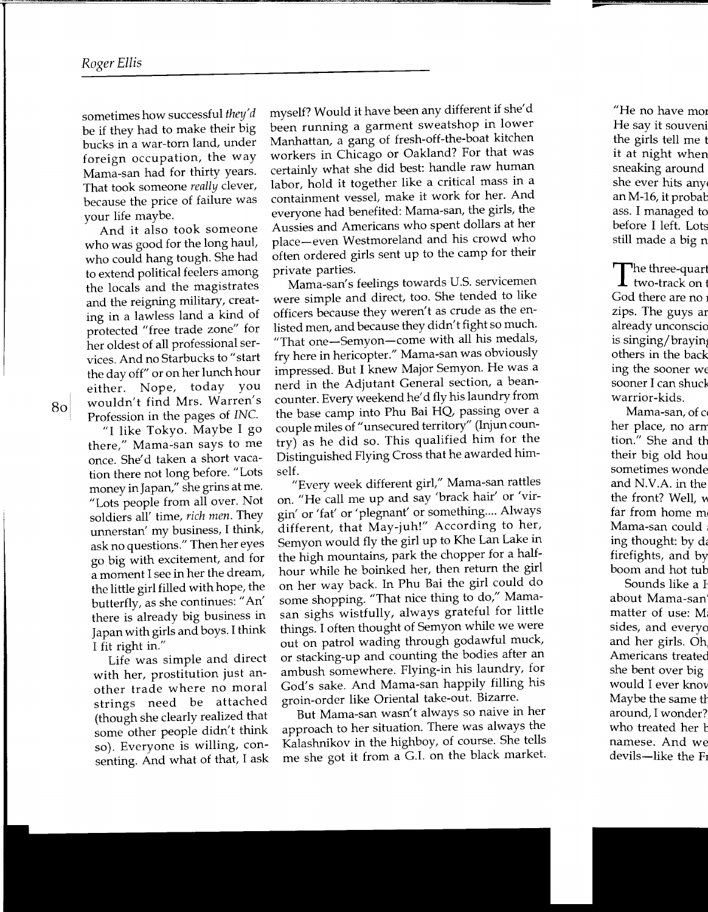sometimes how successful *they'd* be if they had to make their big bucks in a war-torn land, under foreign occupation, the way Mama-san had for thirty years. That took someone *really* clever, because the price of failure was your life maybe.

And it also took someone who was good for the long haul, who could hang tough. She had to extend political feelers among the locals and the magistrates and the reigning military, creating in a lawless land a kind of protected "free trade zone" for her oldest of all professional services. And no Starbucks to "start the day off" or on her lunch hour either. Nope, today you wouldn't find Mrs. Warren's Profession in the pages of *INC.*

"I like Tokyo. Maybe I go there," Mama-san says to me once. She'd taken a short vacation there not long before. "Lots money in Japan," she grins at me. "Lots people from all over. Not soldiers all' time, *rich men*. They unnerstan' my business, I think, ask no questions." Then her eyes go big with excitement, and for a moment I see in her the dream, the little girl filled with hope, the butterfly, as she continues: "An' there is already big business in Japan with girls and boys. I think I fit right in."

Life was simple and direct with her, prostitution just another trade where no moral strings need be attached (though she clearly realized that some other people didn't think so). Everyone is willing, consenting. And what of that, I ask myself? Would it have been any different if she'd been running a garment sweatshop in lower Manhattan, a gang of fresh-off-the-boat kitchen workers in Chicago or Oakland? For that was certainly what she did best: handle raw human labor, hold it together like a critical mass in a containment vessel, make it work for her. And everyone had benefited: Mama-san, the girls, the Aussies and Americans who spent dollars at her place—even Westmoreland and his crowd who often ordered girls sent up to the camp for their private parties.

Mama-san's feelings towards U.S. servicemen were simple and direct, too. She tended to like officers because they weren't as crude as the enlisted men, and because they didn't fight so much. "That one—Semyon—come with all his medals, fry here in hericopter." Mama-san was obviously impressed. But I knew Major Semyon. He was a nerd in the Adjutant General section, a bean-counter. Every weekend he'd fly his laundry from the base camp into Phu Bai HQ, passing over a couple miles of "unsecured territory" (Injun country) as he did so. This qualified him for the Distinguished Flying Cross that he awarded himself.

"Every week different girl," Mama-san rattles on. "He call me up and say 'brack hair' or 'virgin' or 'fat' or 'plegnant' or something.... Always different, that May-juh!" According to her, Semyon would fly the girl up to Khe Lan Lake in the high mountains, park the chopper for a half-hour while he boinked her, then return the girl on her way back. In Phu Bai the girl could do some shopping. "That nice thing to do," Mama-san sighs wistfully, always grateful for little things. I often thought of Semyon while we were out on patrol wading through godawful muck, or stacking-up and counting the bodies after an ambush somewhere. Flying-in his laundry, for God's sake. And Mama-san happily filling his groin-order like Oriental take-out. Bizarre.

But Mama-san wasn't always so naive in her approach to her situation. There was always the Kalashnikov in the highboy, of course. She tells me she got it from a G.I. on the black market.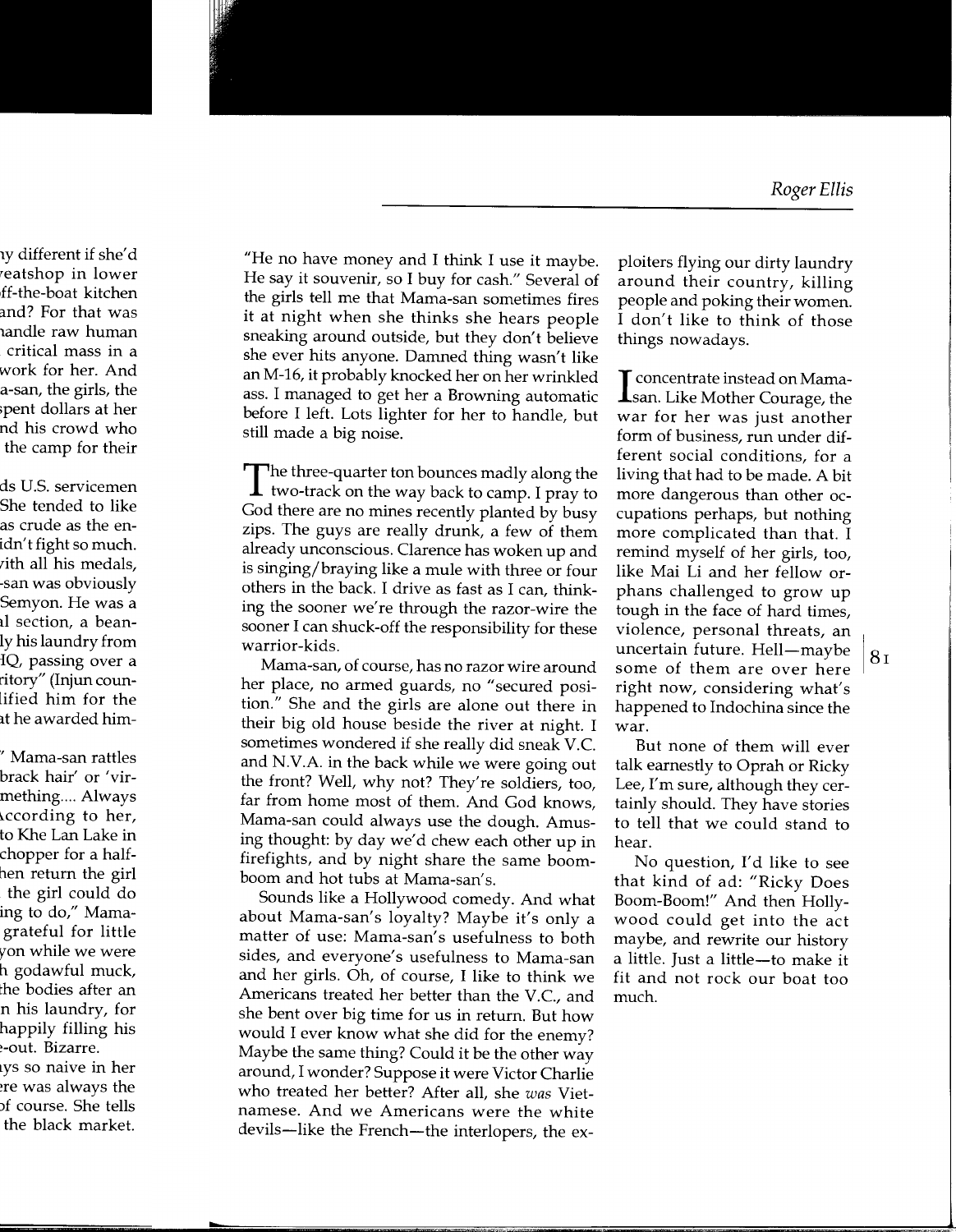"He no have money and I think I use it maybe. He say it souvenir, so I buy for cash." Several of the girls tell me that Mama-san sometimes fires it at night when she thinks she hears people sneaking around outside, but they don't believe she ever hits anyone. Damned thing wasn't like an M-16, it probably knocked her on her wrinkled ass. I managed to get her a Browning automatic before I left. Lots lighter for her to handle, but still made a big noise.

The three-quarter ton bounces madly along the two-track on the way back to camp. I pray to God there are no mines recently planted by busy zips. The guys are really drunk, a few of them already unconscious. Clarence has woken up and is singing/braying like a mule with three or four others in the back. I drive as fast as I can, thinking the sooner we're through the razor-wire the sooner I can shuck-off the responsibility for these warrior-kids.

Mama-san, of course, has no razor wire around her place, no armed guards, no "secured position." She and the girls are alone out there in their big old house beside the river at night. I sometimes wondered if she really did sneak V.C. and N.V.A. in the back while we were going out the front? Well, why not? They're soldiers, too, far from home most of them. And God knows, Mama-san could always use the dough. Amusing thought: by day we'd chew each other up in firefights, and by night share the same boom-boom and hot tubs at Mama-san's.

Sounds like a Hollywood comedy. And what about Mama-san's loyalty? Maybe it's only a matter of use: Mama-san's usefulness to both sides, and everyone's usefulness to Mama-san and her girls. Oh, of course, I like to think we Americans treated her better than the V.C., and she bent over big time for us in return. But how would I ever know what she did for the enemy? Maybe the same thing? Could it be the other way around, I wonder? Suppose it were Victor Charlie who treated her better? After all, she *was* Vietnamese. And we Americans were the white devils—like the French—the interlopers, the exploiters flying our dirty laundry around their country, killing people and poking their women. I don't like to think of those things nowadays.

I concentrate instead on Mama-san. Like Mother Courage, the war for her was just another form of business, run under different social conditions, for a living that had to be made. A bit more dangerous than other occupations perhaps, but nothing more complicated than that. I remind myself of her girls, too, like Mai Li and her fellow orphans challenged to grow up tough in the face of hard times, violence, personal threats, an uncertain future. Hell—maybe some of them are over here right now, considering what's happened to Indochina since the war.

But none of them will ever talk earnestly to Oprah or Ricky Lee, I'm sure, although they certainly should. They have stories to tell that we could stand to hear.

No question, I'd like to see that kind of ad: "Ricky Does Boom-Boom!" And then Hollywood could get into the act maybe, and rewrite our history a little. Just a little—to make it fit and not rock our boat too much.